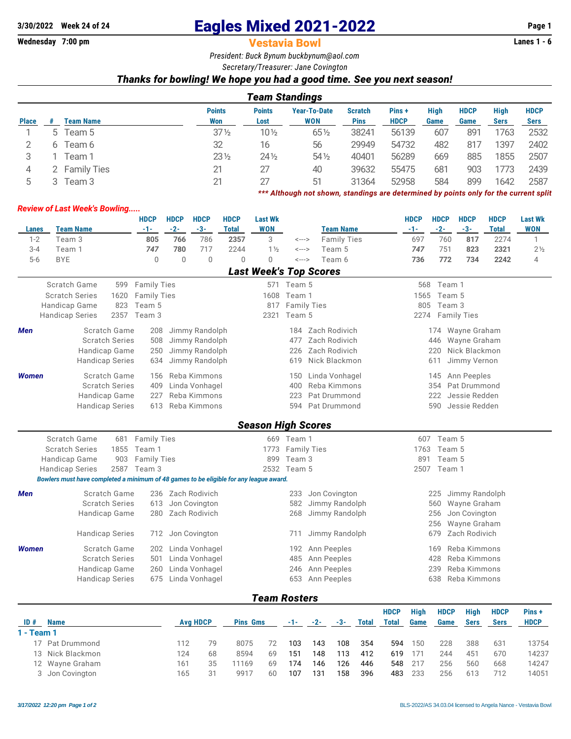3/30/2022 Week 24 of 24

Wednesday 7:00 pm

# Eagles Mixed 2021-2022

## Vestavia Bowl

Lanes 1 - 6

*President: Buck Bynum buckbynum@aol.com*

*Secretary/Treasurer: Jane Covington*

***Thanks for bowling! We hope you had a good time. See you next season!***

### Team Standings

| Place | # | Team Name | Points Won | Points Lost | Year-To-Date WON | Scratch Pins | Pins + HDCP | High Game | HDCP Game | High Sers | HDCP Sers |
|---|---|---|---|---|---|---|---|---|---|---|---|
| 1 | 5 | Team 5 | 37½ | 10½ | 65½ | 38241 | 56139 | 607 | 891 | 1763 | 2532 |
| 2 | 6 | Team 6 | 32 | 16 | 56 | 29949 | 54732 | 482 | 817 | 1397 | 2402 |
| 3 | 1 | Team 1 | 23½ | 24½ | 54½ | 40401 | 56289 | 669 | 885 | 1855 | 2507 |
| 4 | 2 | Family Ties | 21 | 27 | 40 | 39632 | 55475 | 681 | 903 | 1773 | 2439 |
| 5 | 3 | Team 3 | 21 | 27 | 51 | 31364 | 52958 | 584 | 899 | 1642 | 2587 |

****** Although not shown, standings are determined by points only for the current split***

***Review of Last Week's Bowling.....***

| Lanes | Team Name | HDCP -1- | HDCP -2- | HDCP -3- | HDCP Total | Last Wk WON | | Team Name | HDCP -1- | HDCP -2- | HDCP -3- | HDCP Total | Last Wk WON |
|---|---|---|---|---|---|---|---|---|---|---|---|---|---|
| 1-2 | Team 3 | **805** | **766** | 786 | **2357** | 3 | <---> | Family Ties | 697 | 760 | **817** | 2274 | 1 |
| 3-4 | Team 1 | ***747*** | **780** | 717 | 2244 | 1½ | <---> | Team 5 | ***747*** | 751 | **823** | **2321** | 2½ |
| 5-6 | BYE | 0 | 0 | 0 | 0 | 0 | <---> | Team 6 | **736** | **772** | **734** | **2242** | 4 |

### Last Week's Top Scores

| | | | | | | |
|---|---|---|---|---|---|---|
| Scratch Game | 599 | Family Ties | 571 | Team 5 | 568 | Team 1 |
| Scratch Series | 1620 | Family Ties | 1608 | Team 1 | 1565 | Team 5 |
| Handicap Game | 823 | Team 5 | 817 | Family Ties | 805 | Team 3 |
| Handicap Series | 2357 | Team 3 | 2321 | Team 5 | 2274 | Family Ties |

| | | | | | | | |
|---|---|---|---|---|---|---|---|
| ***Men*** | Scratch Game | 208 | Jimmy Randolph | 184 | Zach Rodivich | 174 | Wayne Graham |
| | Scratch Series | 508 | Jimmy Randolph | 477 | Zach Rodivich | 446 | Wayne Graham |
| | Handicap Game | 250 | Jimmy Randolph | 226 | Zach Rodivich | 220 | Nick Blackmon |
| | Handicap Series | 634 | Jimmy Randolph | 619 | Nick Blackmon | 611 | Jimmy Vernon |
| ***Women*** | Scratch Game | 156 | Reba Kimmons | 150 | Linda Vonhagel | 145 | Ann Peeples |
| | Scratch Series | 409 | Linda Vonhagel | 400 | Reba Kimmons | 354 | Pat Drummond |
| | Handicap Game | 227 | Reba Kimmons | 223 | Pat Drummond | 222 | Jessie Redden |
| | Handicap Series | 613 | Reba Kimmons | 594 | Pat Drummond | 590 | Jessie Redden |

### Season High Scores

| | | | | | | |
|---|---|---|---|---|---|---|
| Scratch Game | 681 | Family Ties | 669 | Team 1 | 607 | Team 5 |
| Scratch Series | 1855 | Team 1 | 1773 | Family Ties | 1763 | Team 5 |
| Handicap Game | 903 | Family Ties | 899 | Team 3 | 891 | Team 5 |
| Handicap Series | 2587 | Team 3 | 2532 | Team 5 | 2507 | Team 1 |

***Bowlers must have completed a minimum of 48 games to be eligible for any league award.***

| | | | | | | | |
|---|---|---|---|---|---|---|---|
| ***Men*** | Scratch Game | 236 | Zach Rodivich | 233 | Jon Covington | 225 | Jimmy Randolph |
| | Scratch Series | 613 | Jon Covington | 582 | Jimmy Randolph | 560 | Wayne Graham |
| | Handicap Game | 280 | Zach Rodivich | 268 | Jimmy Randolph | 256 | Jon Covington |
| | | | | | | 256 | Wayne Graham |
| | Handicap Series | 712 | Jon Covington | 711 | Jimmy Randolph | 679 | Zach Rodivich |
| ***Women*** | Scratch Game | 202 | Linda Vonhagel | 192 | Ann Peeples | 169 | Reba Kimmons |
| | Scratch Series | 501 | Linda Vonhagel | 485 | Ann Peeples | 428 | Reba Kimmons |
| | Handicap Game | 260 | Linda Vonhagel | 246 | Ann Peeples | 239 | Reba Kimmons |
| | Handicap Series | 675 | Linda Vonhagel | 653 | Ann Peeples | 638 | Reba Kimmons |

### Team Rosters

| ID # | Name | Avg | HDCP | Pins | Gms | -1- | -2- | -3- | Total | HDCP Total | High Game | HDCP Game | High Sers | HDCP Sers | Pins + HDCP |
|---|---|---|---|---|---|---|---|---|---|---|---|---|---|---|---|
| **1 - Team 1** | | | | | | | | | | | | | | | |
| 17 | Pat Drummond | 112 | 79 | 8075 | 72 | 103 | 143 | 108 | 354 | 594 | 150 | 228 | 388 | 631 | 13754 |
| 13 | Nick Blackmon | 124 | 68 | 8594 | 69 | 151 | 148 | 113 | 412 | 619 | 171 | 244 | 451 | 670 | 14237 |
| 12 | Wayne Graham | 161 | 35 | 11169 | 69 | 174 | 146 | 126 | 446 | 548 | 217 | 256 | 560 | 668 | 14247 |
| 3 | Jon Covington | 165 | 31 | 9917 | 60 | 107 | 131 | 158 | 396 | 483 | 233 | 256 | 613 | 712 | 14051 |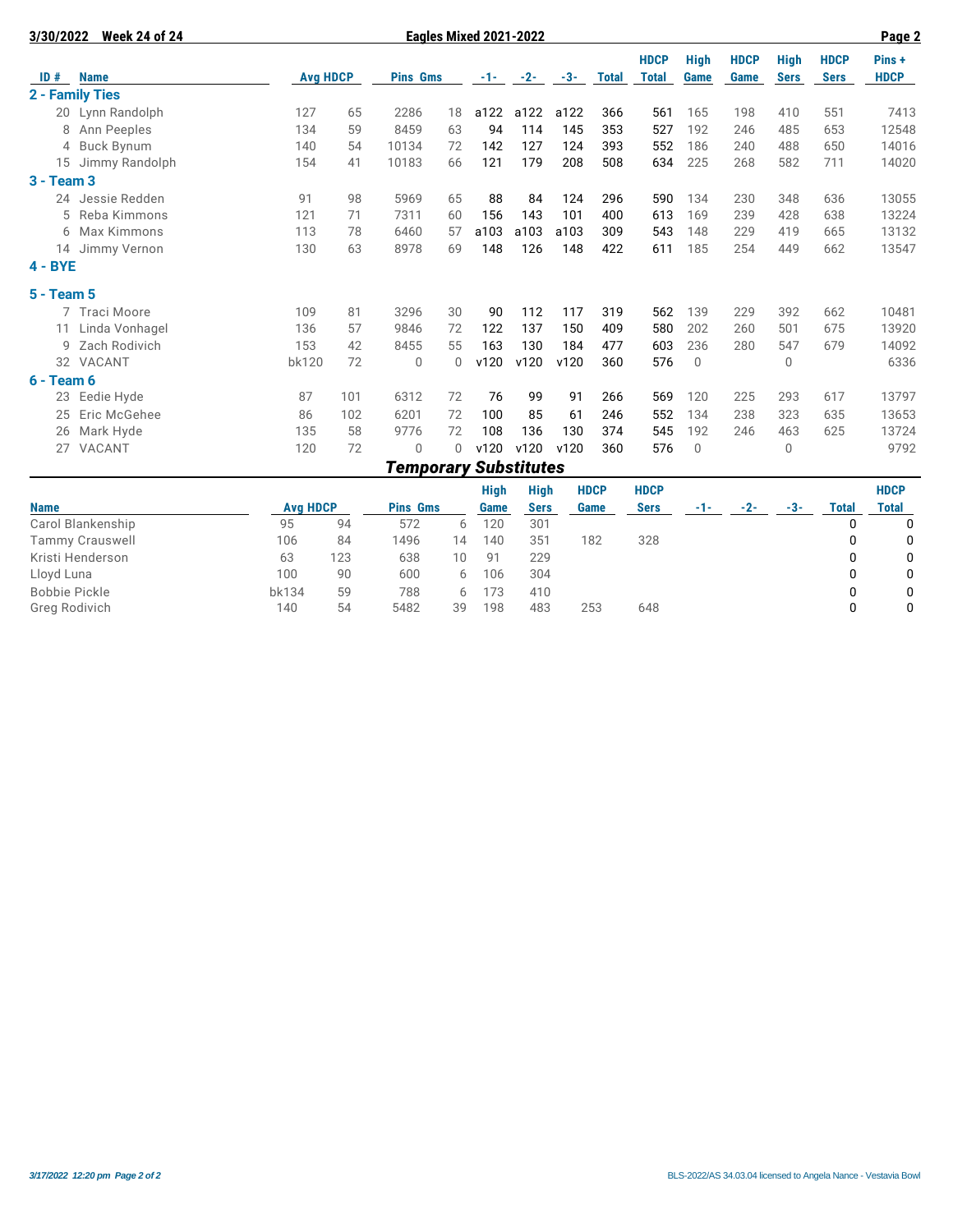**3/30/2022 Week 24 of 24 — Eagles Mixed 2021-2022**

| ID # | Name | Avg | HDCP | Pins | Gms | -1- | -2- | -3- | Total | HDCP Total | High Game | HDCP Game | High Sers | HDCP Sers | Pins + HDCP |
|---|---|---|---|---|---|---|---|---|---|---|---|---|---|---|---|
| **2 - Family Ties** | | | | | | | | | | | | | | | |
| 20 | Lynn Randolph | 127 | 65 | 2286 | 18 | a122 | a122 | a122 | 366 | 561 | 165 | 198 | 410 | 551 | 7413 |
| 8 | Ann Peeples | 134 | 59 | 8459 | 63 | 94 | 114 | 145 | 353 | 527 | 192 | 246 | 485 | 653 | 12548 |
| 4 | Buck Bynum | 140 | 54 | 10134 | 72 | 142 | 127 | 124 | 393 | 552 | 186 | 240 | 488 | 650 | 14016 |
| 15 | Jimmy Randolph | 154 | 41 | 10183 | 66 | 121 | 179 | 208 | 508 | 634 | 225 | 268 | 582 | 711 | 14020 |
| **3 - Team 3** | | | | | | | | | | | | | | | |
| 24 | Jessie Redden | 91 | 98 | 5969 | 65 | 88 | 84 | 124 | 296 | 590 | 134 | 230 | 348 | 636 | 13055 |
| 5 | Reba Kimmons | 121 | 71 | 7311 | 60 | 156 | 143 | 101 | 400 | 613 | 169 | 239 | 428 | 638 | 13224 |
| 6 | Max Kimmons | 113 | 78 | 6460 | 57 | a103 | a103 | a103 | 309 | 543 | 148 | 229 | 419 | 665 | 13132 |
| 14 | Jimmy Vernon | 130 | 63 | 8978 | 69 | 148 | 126 | 148 | 422 | 611 | 185 | 254 | 449 | 662 | 13547 |
| **4 - BYE** | | | | | | | | | | | | | | | |
| **5 - Team 5** | | | | | | | | | | | | | | | |
| 7 | Traci Moore | 109 | 81 | 3296 | 30 | 90 | 112 | 117 | 319 | 562 | 139 | 229 | 392 | 662 | 10481 |
| 11 | Linda Vonhagel | 136 | 57 | 9846 | 72 | 122 | 137 | 150 | 409 | 580 | 202 | 260 | 501 | 675 | 13920 |
| 9 | Zach Rodivich | 153 | 42 | 8455 | 55 | 163 | 130 | 184 | 477 | 603 | 236 | 280 | 547 | 679 | 14092 |
| 32 | VACANT | bk120 | 72 | 0 | 0 | v120 | v120 | v120 | 360 | 576 | 0 | | 0 | | 6336 |
| **6 - Team 6** | | | | | | | | | | | | | | | |
| 23 | Eedie Hyde | 87 | 101 | 6312 | 72 | 76 | 99 | 91 | 266 | 569 | 120 | 225 | 293 | 617 | 13797 |
| 25 | Eric McGehee | 86 | 102 | 6201 | 72 | 100 | 85 | 61 | 246 | 552 | 134 | 238 | 323 | 635 | 13653 |
| 26 | Mark Hyde | 135 | 58 | 9776 | 72 | 108 | 136 | 130 | 374 | 545 | 192 | 246 | 463 | 625 | 13724 |
| 27 | VACANT | 120 | 72 | 0 | 0 | v120 | v120 | v120 | 360 | 576 | 0 | | 0 | | 9792 |

## *Temporary Substitutes*

| Name | Avg | HDCP | Pins | Gms | High Game | High Sers | HDCP Game | HDCP Sers | -1- | -2- | -3- | Total | HDCP Total |
|---|---|---|---|---|---|---|---|---|---|---|---|---|---|
| Carol Blankenship | 95 | 94 | 572 | 6 | 120 | 301 | | | | | | 0 | 0 |
| Tammy Crauswell | 106 | 84 | 1496 | 14 | 140 | 351 | 182 | 328 | | | | 0 | 0 |
| Kristi Henderson | 63 | 123 | 638 | 10 | 91 | 229 | | | | | | 0 | 0 |
| Lloyd Luna | 100 | 90 | 600 | 6 | 106 | 304 | | | | | | 0 | 0 |
| Bobbie Pickle | bk134 | 59 | 788 | 6 | 173 | 410 | | | | | | 0 | 0 |
| Greg Rodivich | 140 | 54 | 5482 | 39 | 198 | 483 | 253 | 648 | | | | 0 | 0 |

*3/17/2022 12:20 pm*

BLS-2022/AS 34.03.04 licensed to Angela Nance - Vestavia Bowl